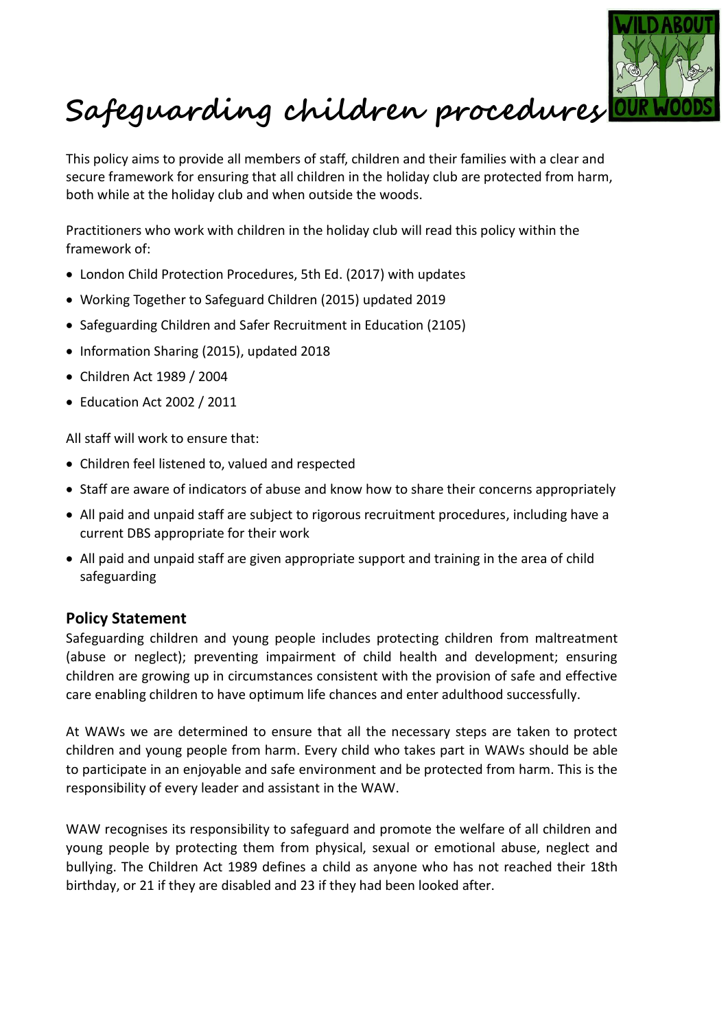# Safeguarding children procedures

This policy aims to provide all members of staff, children and their families with a clear and secure framework for ensuring that all children in the holiday club are protected from harm, both while at the holiday club and when outside the woods.

Practitioners who work with children in the holiday club will read this policy within the framework of:

- London Child Protection Procedures, 5th Ed. (2017) with updates
- Working Together to Safeguard Children (2015) updated 2019
- Safeguarding Children and Safer Recruitment in Education (2105)
- Information Sharing (2015), updated 2018
- Children Act 1989 / 2004
- Education Act 2002 / 2011

All staff will work to ensure that:

- Children feel listened to, valued and respected
- Staff are aware of indicators of abuse and know how to share their concerns appropriately
- All paid and unpaid staff are subject to rigorous recruitment procedures, including have a current DBS appropriate for their work
- All paid and unpaid staff are given appropriate support and training in the area of child safeguarding

## Policy Statement

Safeguarding children and young people includes protecting children from maltreatment (abuse or neglect); preventing impairment of child health and development; ensuring children are growing up in circumstances consistent with the provision of safe and effective care enabling children to have optimum life chances and enter adulthood successfully.

At WAWs we are determined to ensure that all the necessary steps are taken to protect children and young people from harm. Every child who takes part in WAWs should be able to participate in an enjoyable and safe environment and be protected from harm. This is the responsibility of every leader and assistant in the WAW.

WAW recognises its responsibility to safeguard and promote the welfare of all children and young people by protecting them from physical, sexual or emotional abuse, neglect and bullying. The Children Act 1989 defines a child as anyone who has not reached their 18th birthday, or 21 if they are disabled and 23 if they had been looked after.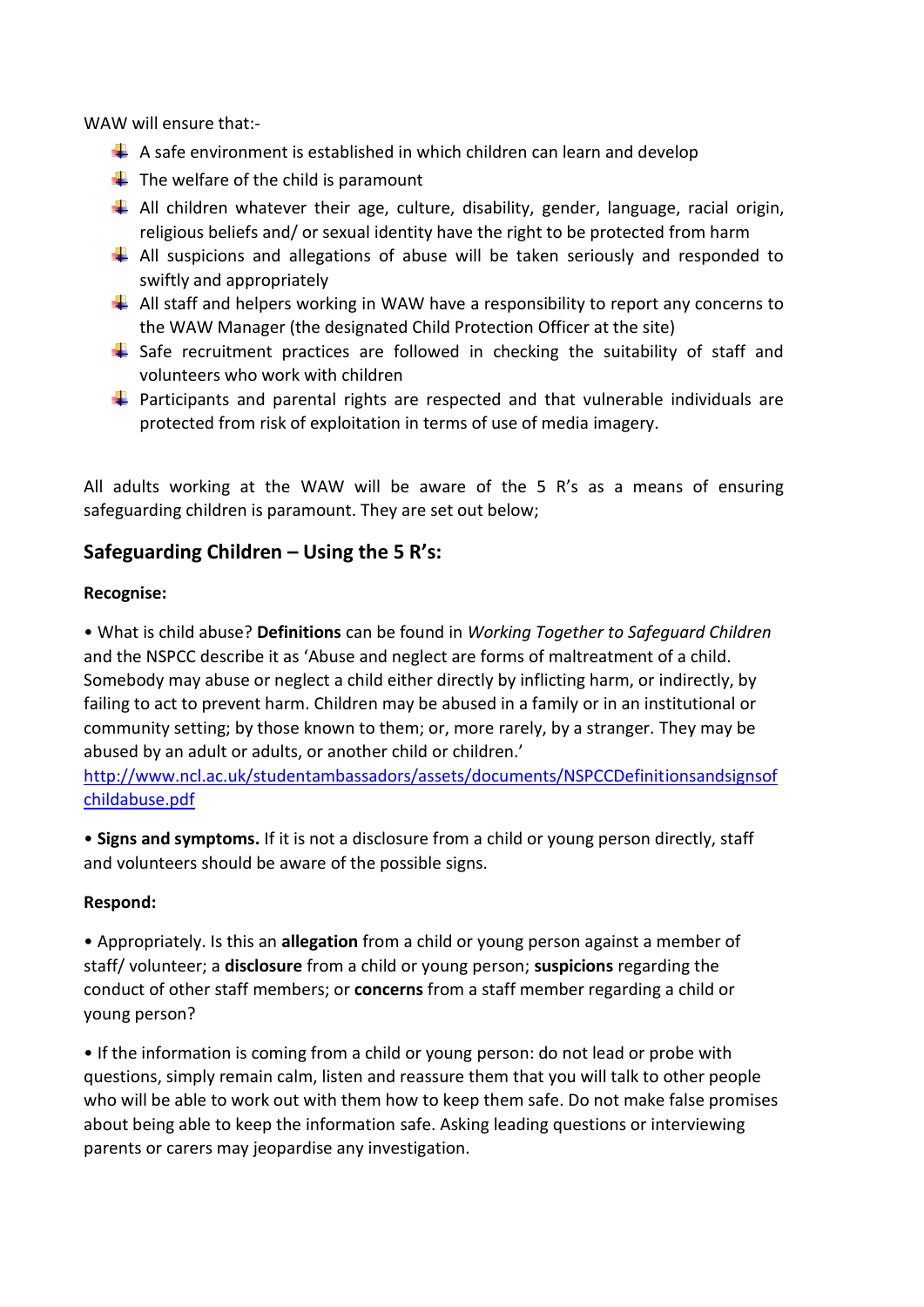WAW will ensure that:-

- A safe environment is established in which children can learn and develop
- The welfare of the child is paramount
- All children whatever their age, culture, disability, gender, language, racial origin, religious beliefs and/ or sexual identity have the right to be protected from harm
- All suspicions and allegations of abuse will be taken seriously and responded to swiftly and appropriately
- All staff and helpers working in WAW have a responsibility to report any concerns to the WAW Manager (the designated Child Protection Officer at the site)
- Safe recruitment practices are followed in checking the suitability of staff and volunteers who work with children
- Participants and parental rights are respected and that vulnerable individuals are protected from risk of exploitation in terms of use of media imagery.

All adults working at the WAW will be aware of the 5 R's as a means of ensuring safeguarding children is paramount. They are set out below;

## Safeguarding Children – Using the 5 R's:

**Recognise:**

• What is child abuse? **Definitions** can be found in *Working Together to Safeguard Children* and the NSPCC describe it as 'Abuse and neglect are forms of maltreatment of a child. Somebody may abuse or neglect a child either directly by inflicting harm, or indirectly, by failing to act to prevent harm. Children may be abused in a family or in an institutional or community setting; by those known to them; or, more rarely, by a stranger. They may be abused by an adult or adults, or another child or children.' [http://www.ncl.ac.uk/studentambassadors/assets/documents/NSPCCDefinitionsandsignsofchildabuse.pdf](http://www.ncl.ac.uk/studentambassadors/assets/documents/NSPCCDefinitionsandsignsofchildabuse.pdf)

• **Signs and symptoms.** If it is not a disclosure from a child or young person directly, staff and volunteers should be aware of the possible signs.

**Respond:**

• Appropriately. Is this an **allegation** from a child or young person against a member of staff/ volunteer; a **disclosure** from a child or young person; **suspicions** regarding the conduct of other staff members; or **concerns** from a staff member regarding a child or young person?

• If the information is coming from a child or young person: do not lead or probe with questions, simply remain calm, listen and reassure them that you will talk to other people who will be able to work out with them how to keep them safe. Do not make false promises about being able to keep the information safe. Asking leading questions or interviewing parents or carers may jeopardise any investigation.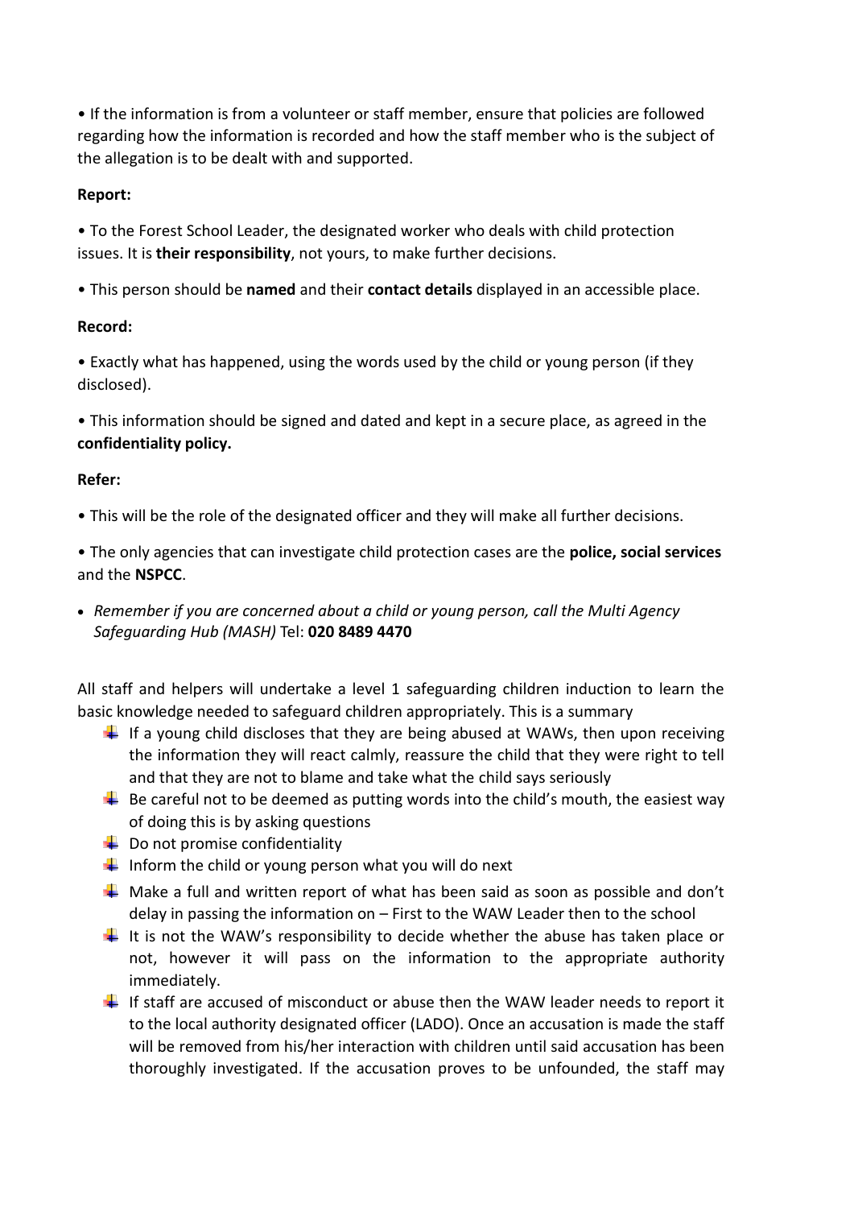• If the information is from a volunteer or staff member, ensure that policies are followed regarding how the information is recorded and how the staff member who is the subject of the allegation is to be dealt with and supported.

**Report:**

• To the Forest School Leader, the designated worker who deals with child protection issues. It is **their responsibility**, not yours, to make further decisions.

• This person should be **named** and their **contact details** displayed in an accessible place.

**Record:**

• Exactly what has happened, using the words used by the child or young person (if they disclosed).

• This information should be signed and dated and kept in a secure place, as agreed in the **confidentiality policy.**

**Refer:**

• This will be the role of the designated officer and they will make all further decisions.

• The only agencies that can investigate child protection cases are the **police, social services** and the **NSPCC**.

- *Remember if you are concerned about a child or young person, call the Multi Agency Safeguarding Hub (MASH)* Tel: **020 8489 4470**

All staff and helpers will undertake a level 1 safeguarding children induction to learn the basic knowledge needed to safeguard children appropriately. This is a summary

- If a young child discloses that they are being abused at WAWs, then upon receiving the information they will react calmly, reassure the child that they were right to tell and that they are not to blame and take what the child says seriously
- Be careful not to be deemed as putting words into the child's mouth, the easiest way of doing this is by asking questions
- Do not promise confidentiality
- Inform the child or young person what you will do next
- Make a full and written report of what has been said as soon as possible and don't delay in passing the information on – First to the WAW Leader then to the school
- It is not the WAW's responsibility to decide whether the abuse has taken place or not, however it will pass on the information to the appropriate authority immediately.
- If staff are accused of misconduct or abuse then the WAW leader needs to report it to the local authority designated officer (LADO). Once an accusation is made the staff will be removed from his/her interaction with children until said accusation has been thoroughly investigated. If the accusation proves to be unfounded, the staff may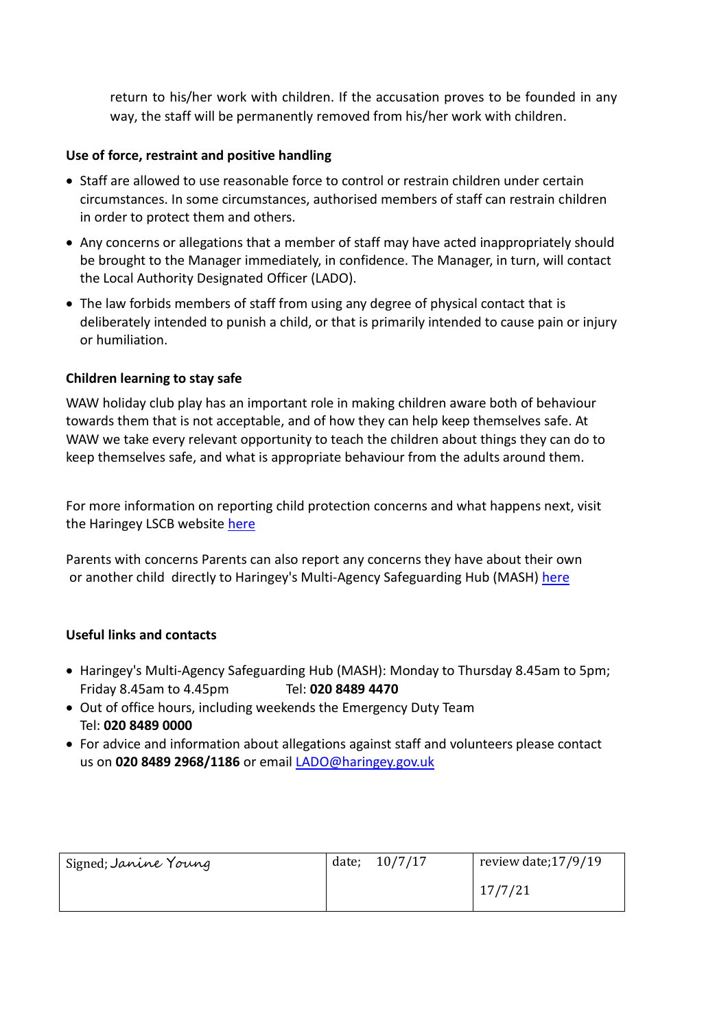return to his/her work with children. If the accusation proves to be founded in any way, the staff will be permanently removed from his/her work with children.

**Use of force, restraint and positive handling**

- Staff are allowed to use reasonable force to control or restrain children under certain circumstances. In some circumstances, authorised members of staff can restrain children in order to protect them and others.
- Any concerns or allegations that a member of staff may have acted inappropriately should be brought to the Manager immediately, in confidence. The Manager, in turn, will contact the Local Authority Designated Officer (LADO).
- The law forbids members of staff from using any degree of physical contact that is deliberately intended to punish a child, or that is primarily intended to cause pain or injury or humiliation.

**Children learning to stay safe**

WAW holiday club play has an important role in making children aware both of behaviour towards them that is not acceptable, and of how they can help keep themselves safe. At WAW we take every relevant opportunity to teach the children about things they can do to keep themselves safe, and what is appropriate behaviour from the adults around them.

For more information on reporting child protection concerns and what happens next, visit the Haringey LSCB website here

Parents with concerns Parents can also report any concerns they have about their own or another child directly to Haringey's Multi-Agency Safeguarding Hub (MASH) here

**Useful links and contacts**

- Haringey's Multi-Agency Safeguarding Hub (MASH): Monday to Thursday 8.45am to 5pm; Friday 8.45am to 4.45pm Tel: **020 8489 4470**
- Out of office hours, including weekends the Emergency Duty Team Tel: **020 8489 0000**
- For advice and information about allegations against staff and volunteers please contact us on **020 8489 2968/1186** or email LADO@haringey.gov.uk

| | | |
|---|---|---|
| Signed; *Janine Young* | date; 10/7/17 | review date;17/9/19<br>17/7/21 |